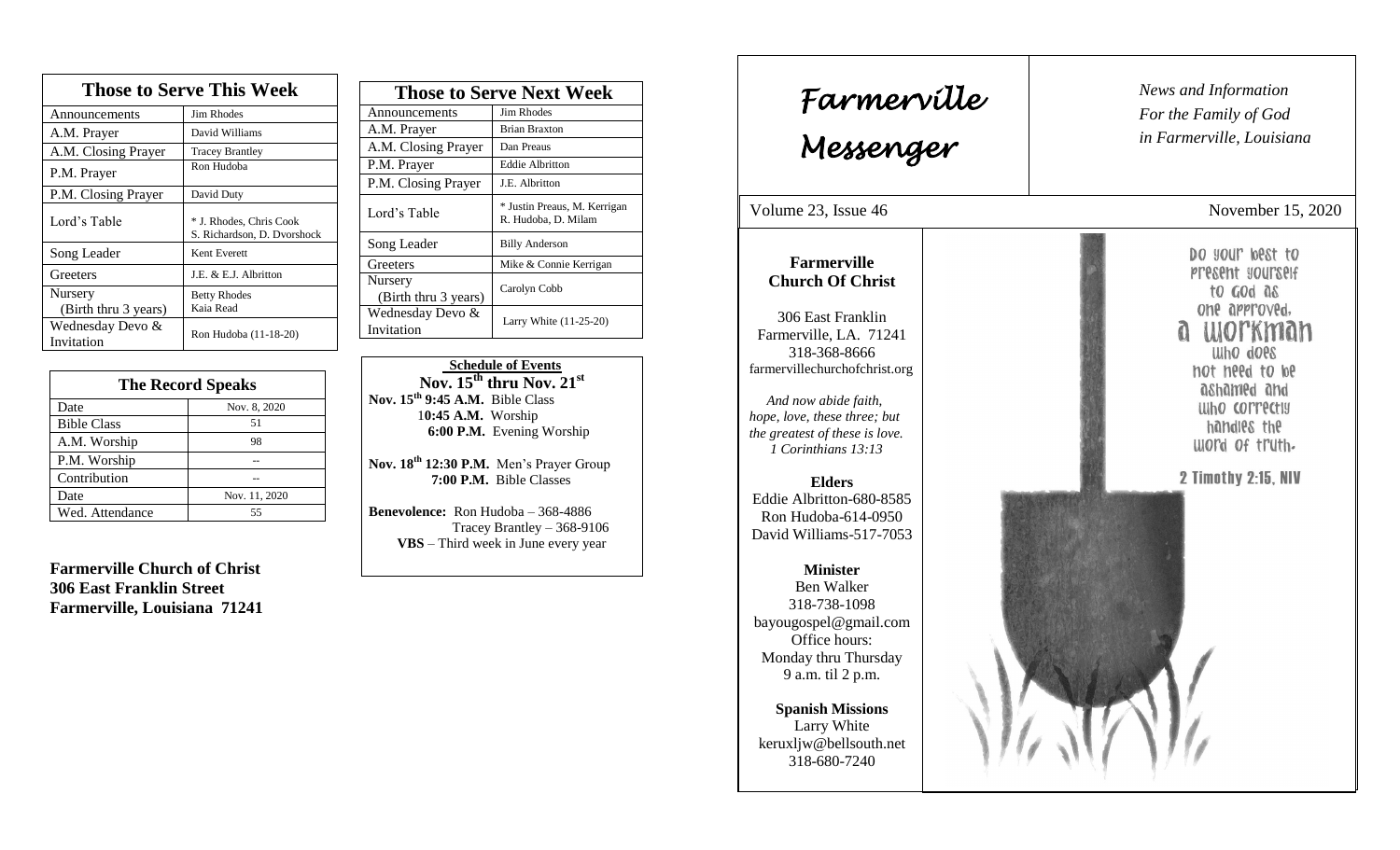# Farmerville Messenger

*News and Information For the Family of God in Farmerville, Louisiana*

Volume 23, Issue 46 — November 15, 2020

## Those to Serve This Week

| Those to Serve This Week | |
|---|---|
| Announcements | Jim Rhodes |
| A.M. Prayer | David Williams |
| A.M. Closing Prayer | Tracey Brantley |
| P.M. Prayer | Ron Hudoba |
| P.M. Closing Prayer | David Duty |
| Lord's Table | * J. Rhodes, Chris Cook S. Richardson, D. Dvorshock |
| Song Leader | Kent Everett |
| Greeters | J.E. & E.J. Albritton |
| Nursery (Birth thru 3 years) | Betty Rhodes Kaia Read |
| Wednesday Devo & Invitation | Ron Hudoba (11-18-20) |

## The Record Speaks

| The Record Speaks | |
|---|---|
| Date | Nov. 8, 2020 |
| Bible Class | 51 |
| A.M. Worship | 98 |
| P.M. Worship | -- |
| Contribution | -- |
| Date | Nov. 11, 2020 |
| Wed. Attendance | 55 |

**Farmerville Church of Christ**
**306 East Franklin Street**
**Farmerville, Louisiana 71241**

## Those to Serve Next Week

| Those to Serve Next Week | |
|---|---|
| Announcements | Jim Rhodes |
| A.M. Prayer | Brian Braxton |
| A.M. Closing Prayer | Dan Preaus |
| P.M. Prayer | Eddie Albritton |
| P.M. Closing Prayer | J.E. Albritton |
| Lord's Table | * Justin Preaus, M. Kerrigan R. Hudoba, D. Milam |
| Song Leader | Billy Anderson |
| Greeters | Mike & Connie Kerrigan |
| Nursery (Birth thru 3 years) | Carolyn Cobb |
| Wednesday Devo & Invitation | Larry White (11-25-20) |

**Schedule of Events**
**Nov. 15th thru Nov. 21st**

**Nov. 15th 9:45 A.M.** Bible Class
**10:45 A.M.** Worship
**6:00 P.M.** Evening Worship

**Nov. 18th 12:30 P.M.** Men's Prayer Group
**7:00 P.M.** Bible Classes

**Benevolence:** Ron Hudoba – 368-4886
Tracey Brantley – 368-9106
**VBS** – Third week in June every year

**Farmerville Church Of Christ**

306 East Franklin
Farmerville, LA. 71241
318-368-8666
farmervillechurchofchrist.org

*And now abide faith, hope, love, these three; but the greatest of these is love. 1 Corinthians 13:13*

**Elders**
Eddie Albritton-680-8585
Ron Hudoba-614-0950
David Williams-517-7053

**Minister**
Ben Walker
318-738-1098
bayougospel@gmail.com
Office hours:
Monday thru Thursday
9 a.m. til 2 p.m.

**Spanish Missions**
Larry White
keruxljw@bellsouth.net
318-680-7240

Do your best to present yourself to God as one approved, a workman who does not need to be ashamed and who correctly handles the word of truth.

2 Timothy 2:15, NIV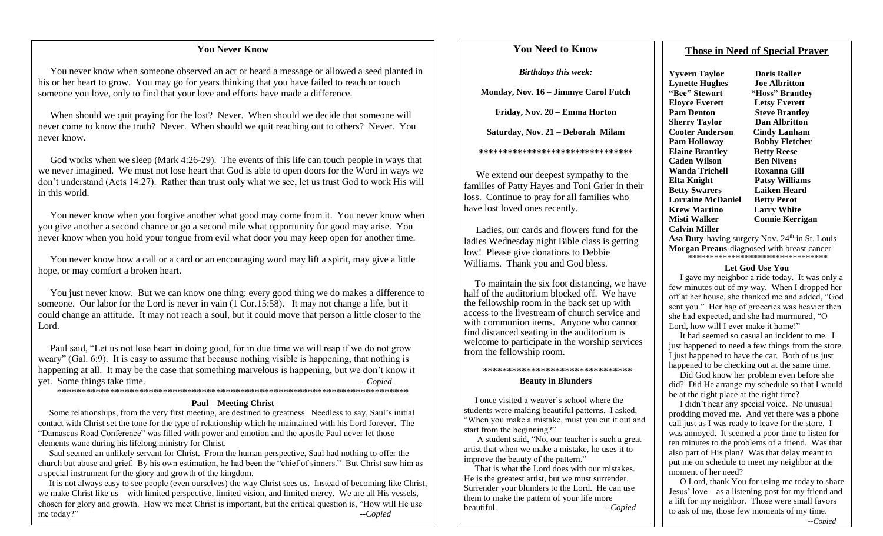## You Never Know

You never know when someone observed an act or heard a message or allowed a seed planted in his or her heart to grow. You may go for years thinking that you have failed to reach or touch someone you love, only to find that your love and efforts have made a difference.

When should we quit praying for the lost? Never. When should we decide that someone will never come to know the truth? Never. When should we quit reaching out to others? Never. You never know.

God works when we sleep (Mark 4:26-29). The events of this life can touch people in ways that we never imagined. We must not lose heart that God is able to open doors for the Word in ways we don't understand (Acts 14:27). Rather than trust only what we see, let us trust God to work His will in this world.

You never know when you forgive another what good may come from it. You never know when you give another a second chance or go a second mile what opportunity for good may arise. You never know when you hold your tongue from evil what door you may keep open for another time.

You never know how a call or a card or an encouraging word may lift a spirit, may give a little hope, or may comfort a broken heart.

You just never know. But we can know one thing: every good thing we do makes a difference to someone. Our labor for the Lord is never in vain (1 Cor.15:58). It may not change a life, but it could change an attitude. It may not reach a soul, but it could move that person a little closer to the Lord.

Paul said, "Let us not lose heart in doing good, for in due time we will reap if we do not grow weary" (Gal. 6:9). It is easy to assume that because nothing visible is happening, that nothing is happening at all. It may be the case that something marvelous is happening, but we don't know it yet. Some things take time. *–Copied*

*****************************************************************************

### Paul—Meeting Christ

Some relationships, from the very first meeting, are destined to greatness. Needless to say, Saul's initial contact with Christ set the tone for the type of relationship which he maintained with his Lord forever. The "Damascus Road Conference" was filled with power and emotion and the apostle Paul never let those elements wane during his lifelong ministry for Christ.

Saul seemed an unlikely servant for Christ. From the human perspective, Saul had nothing to offer the church but abuse and grief. By his own estimation, he had been the "chief of sinners." But Christ saw him as a special instrument for the glory and growth of the kingdom.

It is not always easy to see people (even ourselves) the way Christ sees us. Instead of becoming like Christ, we make Christ like us—with limited perspective, limited vision, and limited mercy. We are all His vessels, chosen for glory and growth. How we meet Christ is important, but the critical question is, "How will He use me today?" *--Copied*

## You Need to Know

***Birthdays this week:***

**Monday, Nov. 16 – Jimmye Carol Futch**

**Friday, Nov. 20 – Emma Horton**

**Saturday, Nov. 21 – Deborah Milam**

**********************************

We extend our deepest sympathy to the families of Patty Hayes and Toni Grier in their loss. Continue to pray for all families who have lost loved ones recently.

Ladies, our cards and flowers fund for the ladies Wednesday night Bible class is getting low! Please give donations to Debbie Williams. Thank you and God bless.

To maintain the six foot distancing, we have half of the auditorium blocked off. We have the fellowship room in the back set up with access to the livestream of church service and with communion items. Anyone who cannot find distanced seating in the auditorium is welcome to participate in the worship services from the fellowship room.

*******************************

### Beauty in Blunders

I once visited a weaver's school where the students were making beautiful patterns. I asked, "When you make a mistake, must you cut it out and start from the beginning?"

A student said, "No, our teacher is such a great artist that when we make a mistake, he uses it to improve the beauty of the pattern."

That is what the Lord does with our mistakes. He is the greatest artist, but we must surrender. Surrender your blunders to the Lord. He can use them to make the pattern of your life more beautiful. *--Copied*

## Those in Need of Special Prayer

| | |
|---|---|
| **Yyvern Taylor** | **Doris Roller** |
| **Lynette Hughes** | **Joe Albritton** |
| **"Bee" Stewart** | **"Hoss" Brantley** |
| **Eloyce Everett** | **Letsy Everett** |
| **Pam Denton** | **Steve Brantley** |
| **Sherry Taylor** | **Dan Albritton** |
| **Cooter Anderson** | **Cindy Lanham** |
| **Pam Holloway** | **Bobby Fletcher** |
| **Elaine Brantley** | **Betty Reese** |
| **Caden Wilson** | **Ben Nivens** |
| **Wanda Trichell** | **Roxanna Gill** |
| **Elta Knight** | **Patsy Williams** |
| **Betty Swarers** | **Laiken Heard** |
| **Lorraine McDaniel** | **Betty Perot** |
| **Krew Martino** | **Larry White** |
| **Misti Walker** | **Connie Kerrigan** |
| **Calvin Miller** | |

**Asa Duty**-having surgery Nov. 24th in St. Louis

**Morgan Preaus**-diagnosed with breast cancer

*******************************

### Let God Use You

I gave my neighbor a ride today. It was only a few minutes out of my way. When I dropped her off at her house, she thanked me and added, "God sent you." Her bag of groceries was heavier then she had expected, and she had murmured, "O Lord, how will I ever make it home!"

It had seemed so casual an incident to me. I just happened to need a few things from the store. I just happened to have the car. Both of us just happened to be checking out at the same time.

Did God know her problem even before she did? Did He arrange my schedule so that I would be at the right place at the right time?

I didn't hear any special voice. No unusual prodding moved me. And yet there was a phone call just as I was ready to leave for the store. I was annoyed. It seemed a poor time to listen for ten minutes to the problems of a friend. Was that also part of His plan? Was that delay meant to put me on schedule to meet my neighbor at the moment of her need?

O Lord, thank You for using me today to share Jesus' love—as a listening post for my friend and a lift for my neighbor. Those were small favors to ask of me, those few moments of my time. *--Copied*